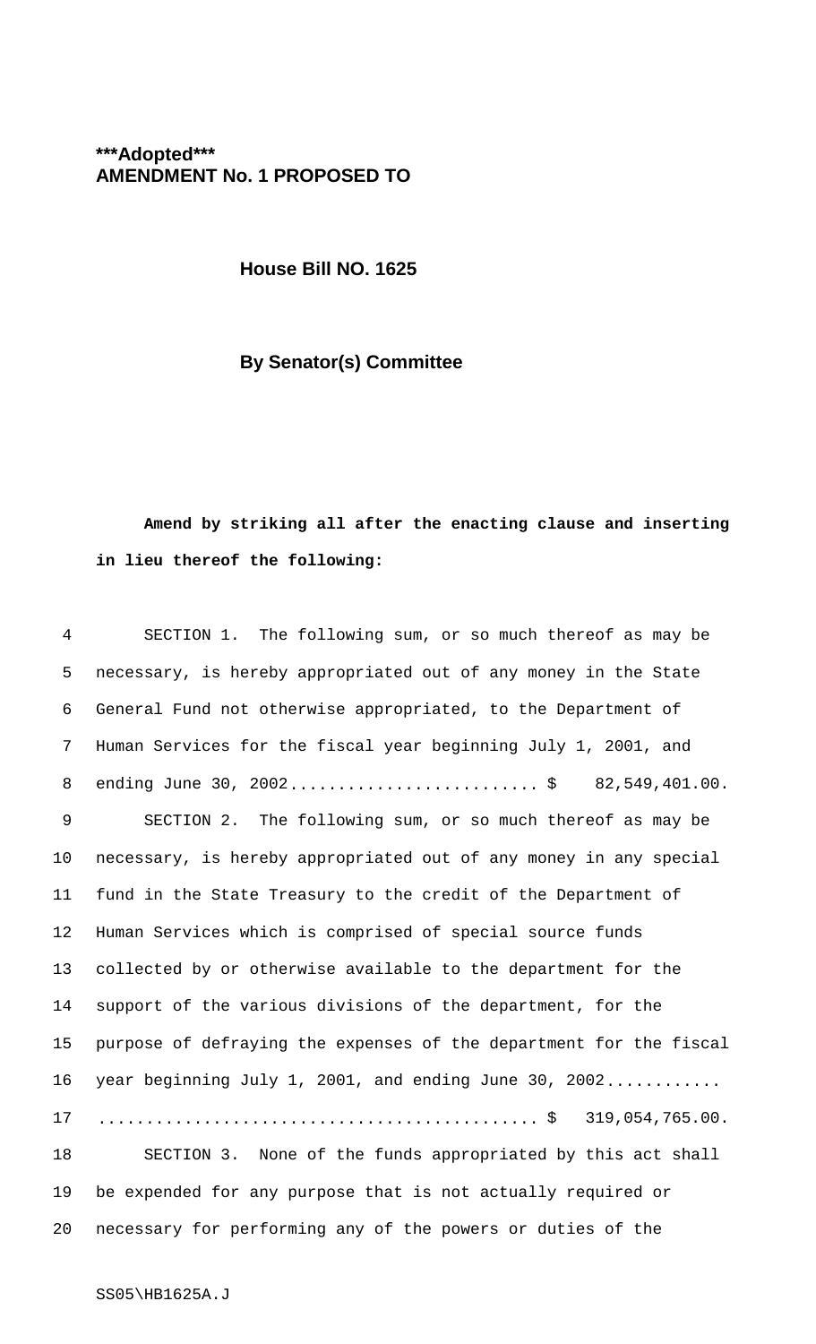**\*\*\*Adopted\*\*\***
**AMENDMENT No. 1 PROPOSED TO**

**House Bill NO. 1625**

**By Senator(s) Committee**

**Amend by striking all after the enacting clause and inserting in lieu thereof the following:**

SECTION 1. The following sum, or so much thereof as may be necessary, is hereby appropriated out of any money in the State General Fund not otherwise appropriated, to the Department of Human Services for the fiscal year beginning July 1, 2001, and ending June 30, 2002.......................... $ 82,549,401.00.

SECTION 2. The following sum, or so much thereof as may be necessary, is hereby appropriated out of any money in any special fund in the State Treasury to the credit of the Department of Human Services which is comprised of special source funds collected by or otherwise available to the department for the support of the various divisions of the department, for the purpose of defraying the expenses of the department for the fiscal year beginning July 1, 2001, and ending June 30, 2002............ ............................................. $ 319,054,765.00.

SECTION 3. None of the funds appropriated by this act shall be expended for any purpose that is not actually required or necessary for performing any of the powers or duties of the

SS05\HB1625A.J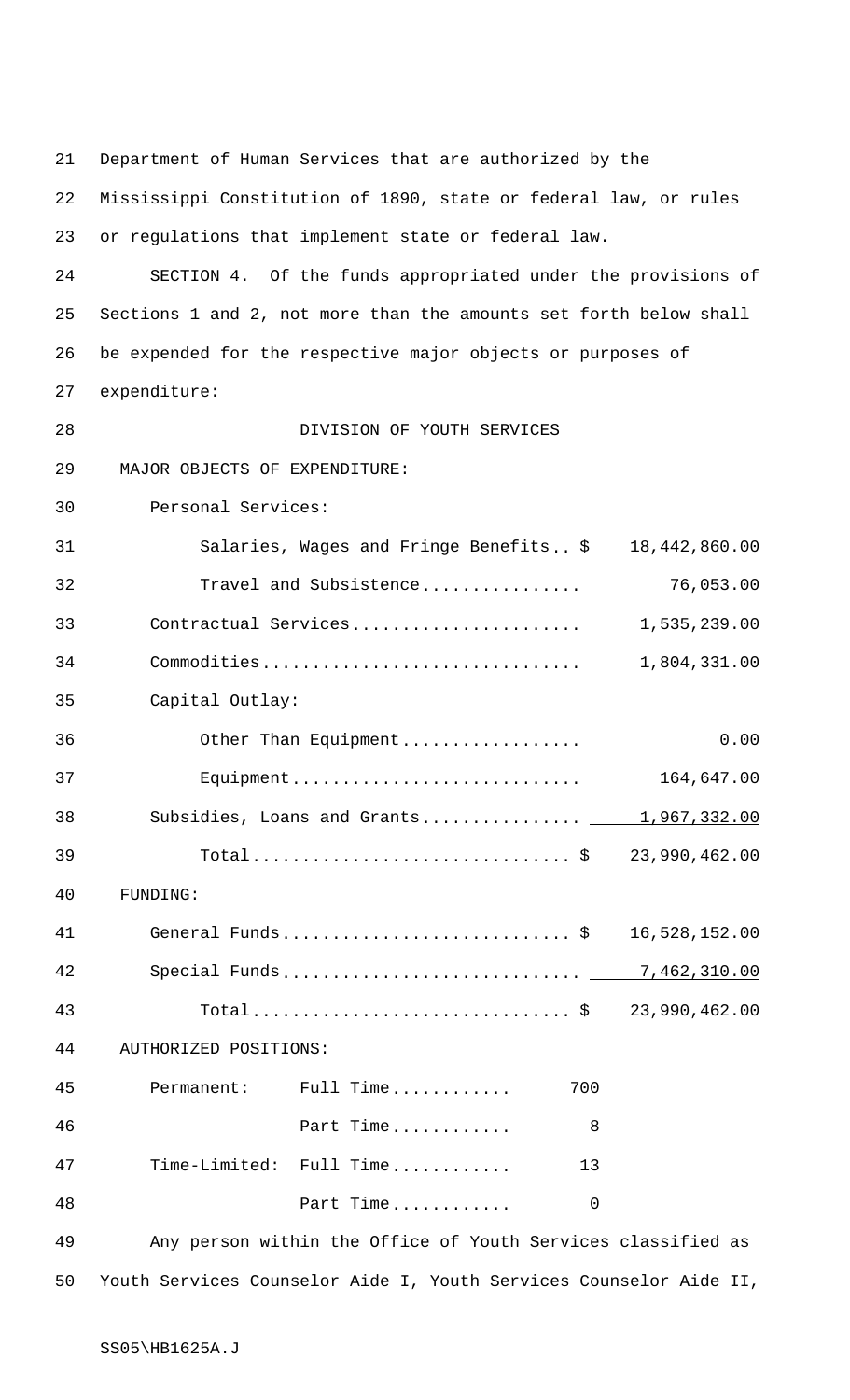Department of Human Services that are authorized by the Mississippi Constitution of 1890, state or federal law, or rules or regulations that implement state or federal law.

SECTION 4. Of the funds appropriated under the provisions of Sections 1 and 2, not more than the amounts set forth below shall be expended for the respective major objects or purposes of expenditure:

DIVISION OF YOUTH SERVICES

MAJOR OBJECTS OF EXPENDITURE:

| | Amount |
|---|---|
| Personal Services: | |
| Salaries, Wages and Fringe Benefits | $ 18,442,860.00 |
| Travel and Subsistence | 76,053.00 |
| Contractual Services | 1,535,239.00 |
| Commodities | 1,804,331.00 |
| Capital Outlay: | |
| Other Than Equipment | 0.00 |
| Equipment | 164,647.00 |
| Subsidies, Loans and Grants | 1,967,332.00 |
| Total | $ 23,990,462.00 |

FUNDING:

| | Amount |
|---|---|
| General Funds | $ 16,528,152.00 |
| Special Funds | 7,462,310.00 |
| Total | $ 23,990,462.00 |

AUTHORIZED POSITIONS:

| | | Number |
|---|---|---|
| Permanent: | Full Time | 700 |
| | Part Time | 8 |
| Time-Limited: | Full Time | 13 |
| | Part Time | 0 |

Any person within the Office of Youth Services classified as Youth Services Counselor Aide I, Youth Services Counselor Aide II,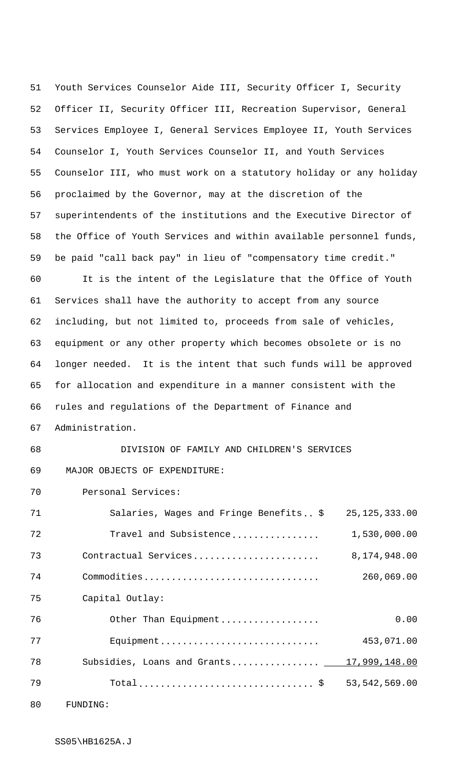Youth Services Counselor Aide III, Security Officer I, Security Officer II, Security Officer III, Recreation Supervisor, General Services Employee I, General Services Employee II, Youth Services Counselor I, Youth Services Counselor II, and Youth Services Counselor III, who must work on a statutory holiday or any holiday proclaimed by the Governor, may at the discretion of the superintendents of the institutions and the Executive Director of the Office of Youth Services and within available personnel funds, be paid "call back pay" in lieu of "compensatory time credit."

It is the intent of the Legislature that the Office of Youth Services shall have the authority to accept from any source including, but not limited to, proceeds from sale of vehicles, equipment or any other property which becomes obsolete or is no longer needed. It is the intent that such funds will be approved for allocation and expenditure in a manner consistent with the rules and regulations of the Department of Finance and Administration.

## DIVISION OF FAMILY AND CHILDREN'S SERVICES

MAJOR OBJECTS OF EXPENDITURE:

| | |
|---|---|
| Personal Services: | |
| Salaries, Wages and Fringe Benefits.. $ | 25,125,333.00 |
| Travel and Subsistence................ | 1,530,000.00 |
| Contractual Services....................... | 8,174,948.00 |
| Commodities................................ | 260,069.00 |
| Capital Outlay: | |
| Other Than Equipment.................. | 0.00 |
| Equipment............................. | 453,071.00 |
| Subsidies, Loans and Grants................ | 17,999,148.00 |
| Total................................ $ | 53,542,569.00 |

FUNDING: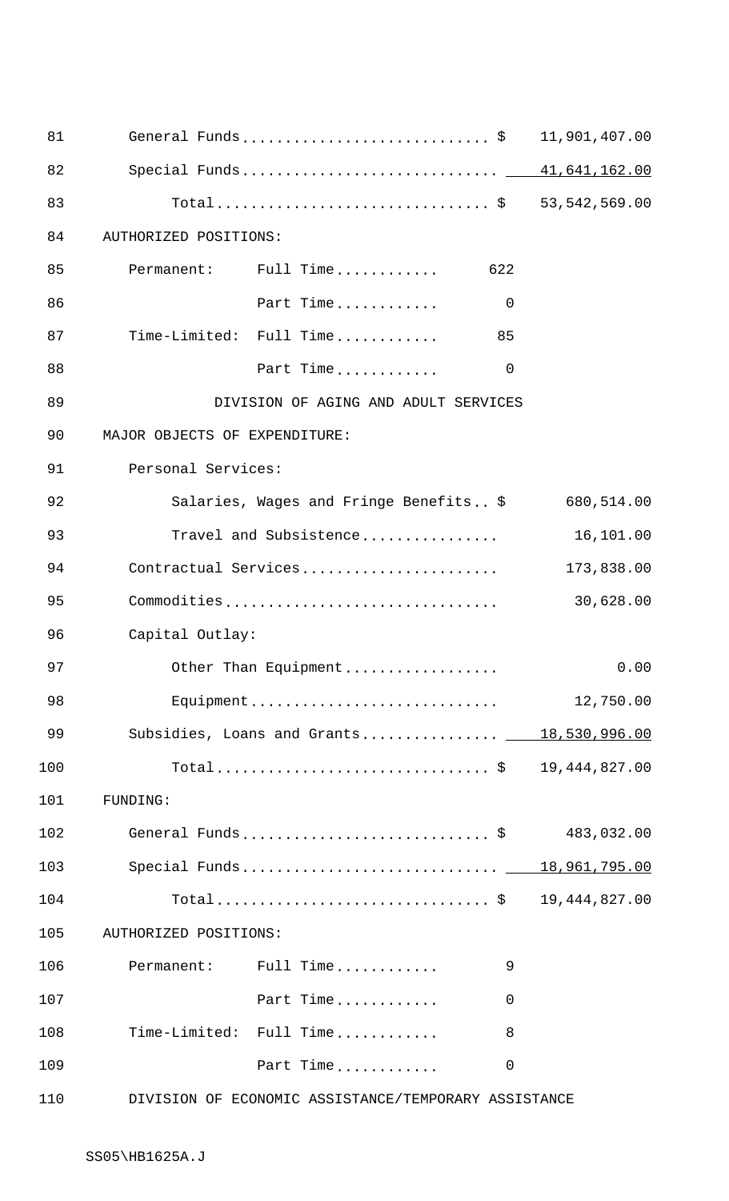General Funds............................ $ 11,901,407.00

Special Funds............................ 41,641,162.00

Total............................... $ 53,542,569.00

AUTHORIZED POSITIONS:

| | | |
|---|---|---|
| Permanent: | Full Time............ | 622 |
| | Part Time............ | 0 |
| Time-Limited: | Full Time............ | 85 |
| | Part Time............ | 0 |

DIVISION OF AGING AND ADULT SERVICES

MAJOR OBJECTS OF EXPENDITURE:

| | |
|---|---|
| Personal Services: | |
| Salaries, Wages and Fringe Benefits.. $ | 680,514.00 |
| Travel and Subsistence................ | 16,101.00 |
| Contractual Services....................... | 173,838.00 |
| Commodities................................ | 30,628.00 |
| Capital Outlay: | |
| Other Than Equipment.................. | 0.00 |
| Equipment............................. | 12,750.00 |
| Subsidies, Loans and Grants................ | 18,530,996.00 |
| Total............................... $ | 19,444,827.00 |

FUNDING:

| | |
|---|---|
| General Funds............................ $ | 483,032.00 |
| Special Funds............................ | 18,961,795.00 |
| Total............................... $ | 19,444,827.00 |

AUTHORIZED POSITIONS:

| | | |
|---|---|---|
| Permanent: | Full Time............ | 9 |
| | Part Time............ | 0 |
| Time-Limited: | Full Time............ | 8 |
| | Part Time............ | 0 |

DIVISION OF ECONOMIC ASSISTANCE/TEMPORARY ASSISTANCE

SS05\HB1625A.J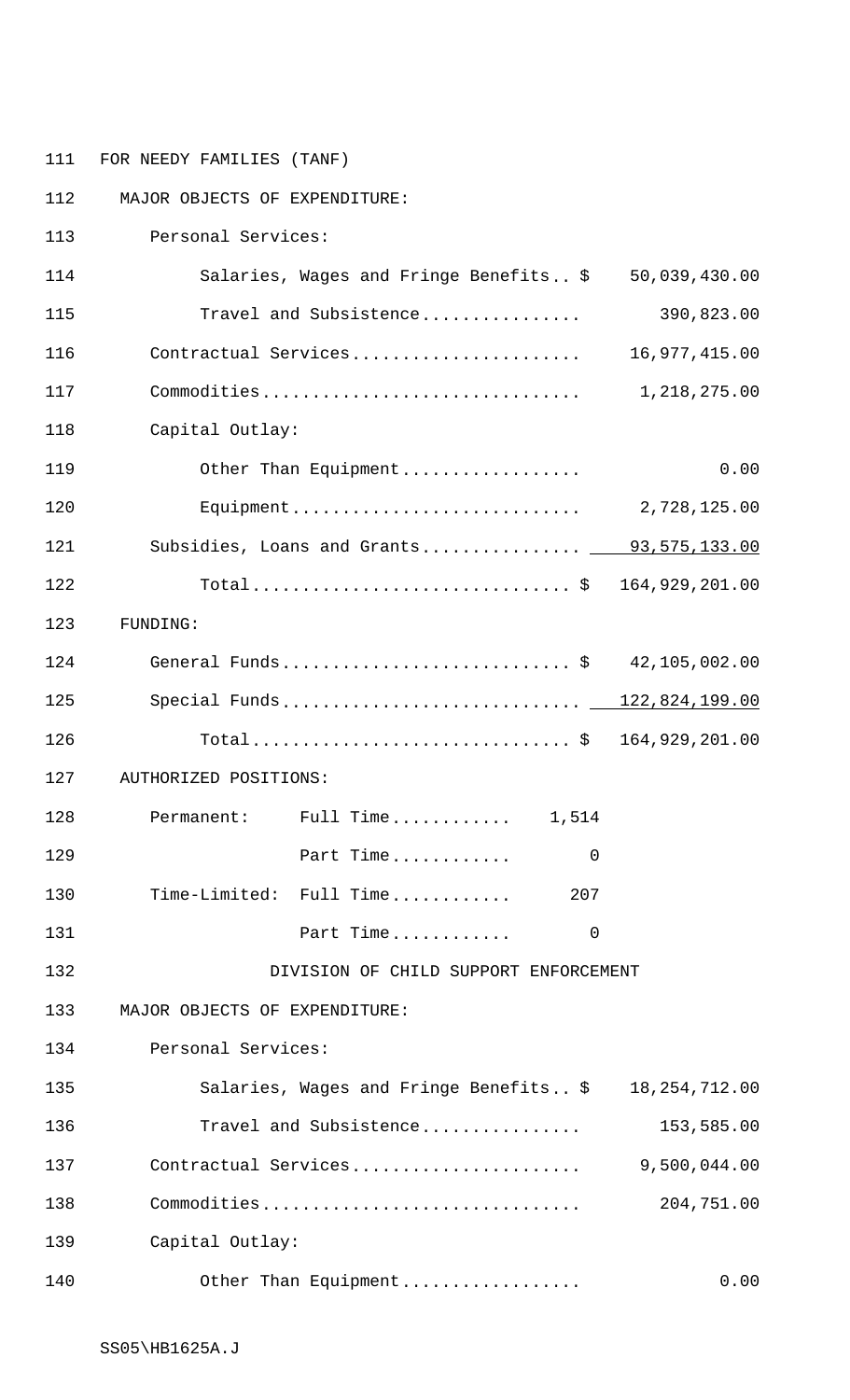FOR NEEDY FAMILIES (TANF)

MAJOR OBJECTS OF EXPENDITURE:

| | |
|---|---|
| Personal Services: | |
| Salaries, Wages and Fringe Benefits.. $ | 50,039,430.00 |
| Travel and Subsistence................ | 390,823.00 |
| Contractual Services....................... | 16,977,415.00 |
| Commodities................................ | 1,218,275.00 |
| Capital Outlay: | |
| Other Than Equipment.................. | 0.00 |
| Equipment............................. | 2,728,125.00 |
| Subsidies, Loans and Grants................ | 93,575,133.00 |
| Total................................ $ | 164,929,201.00 |

FUNDING:

| | |
|---|---|
| General Funds............................. $ | 42,105,002.00 |
| Special Funds............................. | 122,824,199.00 |
| Total................................ $ | 164,929,201.00 |

AUTHORIZED POSITIONS:

| | | |
|---|---|---|
| Permanent: | Full Time............ | 1,514 |
| | Part Time............ | 0 |
| Time-Limited: | Full Time............ | 207 |
| | Part Time............ | 0 |

DIVISION OF CHILD SUPPORT ENFORCEMENT

MAJOR OBJECTS OF EXPENDITURE:

| | |
|---|---|
| Personal Services: | |
| Salaries, Wages and Fringe Benefits.. $ | 18,254,712.00 |
| Travel and Subsistence................ | 153,585.00 |
| Contractual Services....................... | 9,500,044.00 |
| Commodities................................ | 204,751.00 |
| Capital Outlay: | |
| Other Than Equipment.................. | 0.00 |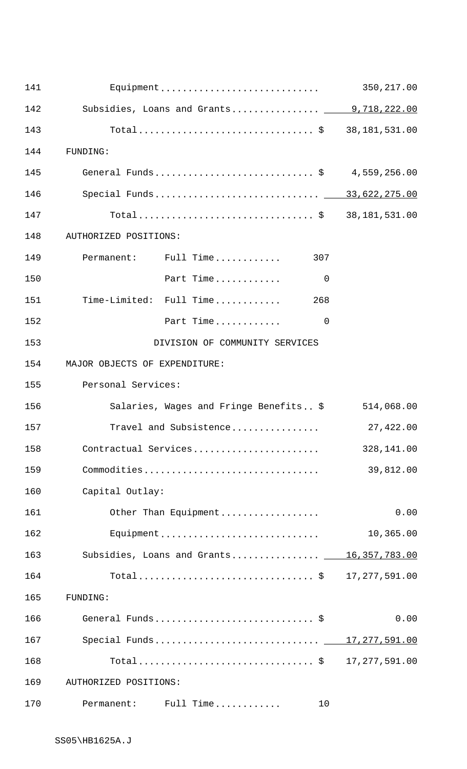| | | |
|---|---|---|
| Equipment | | 350,217.00 |
| Subsidies, Loans and Grants | | 9,718,222.00 |
| Total | $ | 38,181,531.00 |

FUNDING:

| | | |
|---|---|---|
| General Funds | $ | 4,559,256.00 |
| Special Funds | | 33,622,275.00 |
| Total | $ | 38,181,531.00 |

AUTHORIZED POSITIONS:

| | | |
|---|---|---|
| Permanent: | Full Time | 307 |
| | Part Time | 0 |
| Time-Limited: | Full Time | 268 |
| | Part Time | 0 |

DIVISION OF COMMUNITY SERVICES

MAJOR OBJECTS OF EXPENDITURE:

| | | |
|---|---|---|
| Personal Services: | | |
| Salaries, Wages and Fringe Benefits | $ | 514,068.00 |
| Travel and Subsistence | | 27,422.00 |
| Contractual Services | | 328,141.00 |
| Commodities | | 39,812.00 |
| Capital Outlay: | | |
| Other Than Equipment | | 0.00 |
| Equipment | | 10,365.00 |
| Subsidies, Loans and Grants | | 16,357,783.00 |
| Total | $ | 17,277,591.00 |

FUNDING:

| | | |
|---|---|---|
| General Funds | $ | 0.00 |
| Special Funds | | 17,277,591.00 |
| Total | $ | 17,277,591.00 |

AUTHORIZED POSITIONS:

| | | |
|---|---|---|
| Permanent: | Full Time | 10 |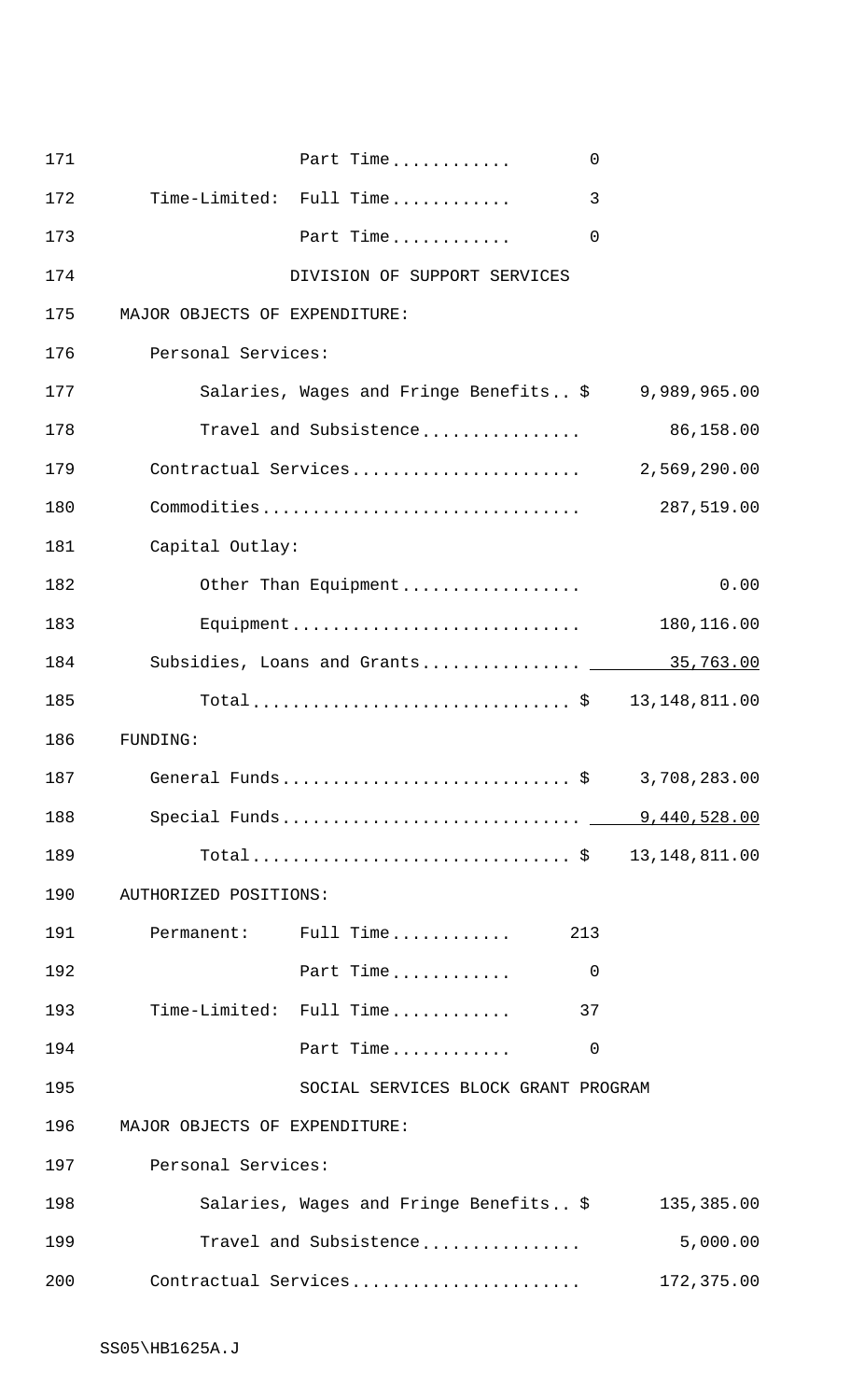171 Part Time............ 0

172 Time-Limited: Full Time............ 3

173 Part Time............ 0

174 DIVISION OF SUPPORT SERVICES

175 MAJOR OBJECTS OF EXPENDITURE:

176 Personal Services:

177 Salaries, Wages and Fringe Benefits.. $ 9,989,965.00

178 Travel and Subsistence................ 86,158.00

179 Contractual Services....................... 2,569,290.00

180 Commodities................................ 287,519.00

181 Capital Outlay:

182 Other Than Equipment.................. 0.00

183 Equipment............................. 180,116.00

184 Subsidies, Loans and Grants................ 35,763.00

185 Total............................... $ 13,148,811.00

186 FUNDING:

187 General Funds............................ $ 3,708,283.00

188 Special Funds............................. 9,440,528.00

189 Total............................... $ 13,148,811.00

190 AUTHORIZED POSITIONS:

191 Permanent: Full Time............ 213

192 Part Time............ 0

193 Time-Limited: Full Time............ 37

194 Part Time............ 0

195 SOCIAL SERVICES BLOCK GRANT PROGRAM

196 MAJOR OBJECTS OF EXPENDITURE:

197 Personal Services:

198 Salaries, Wages and Fringe Benefits.. $ 135,385.00

199 Travel and Subsistence................ 5,000.00

200 Contractual Services....................... 172,375.00

SS05\HB1625A.J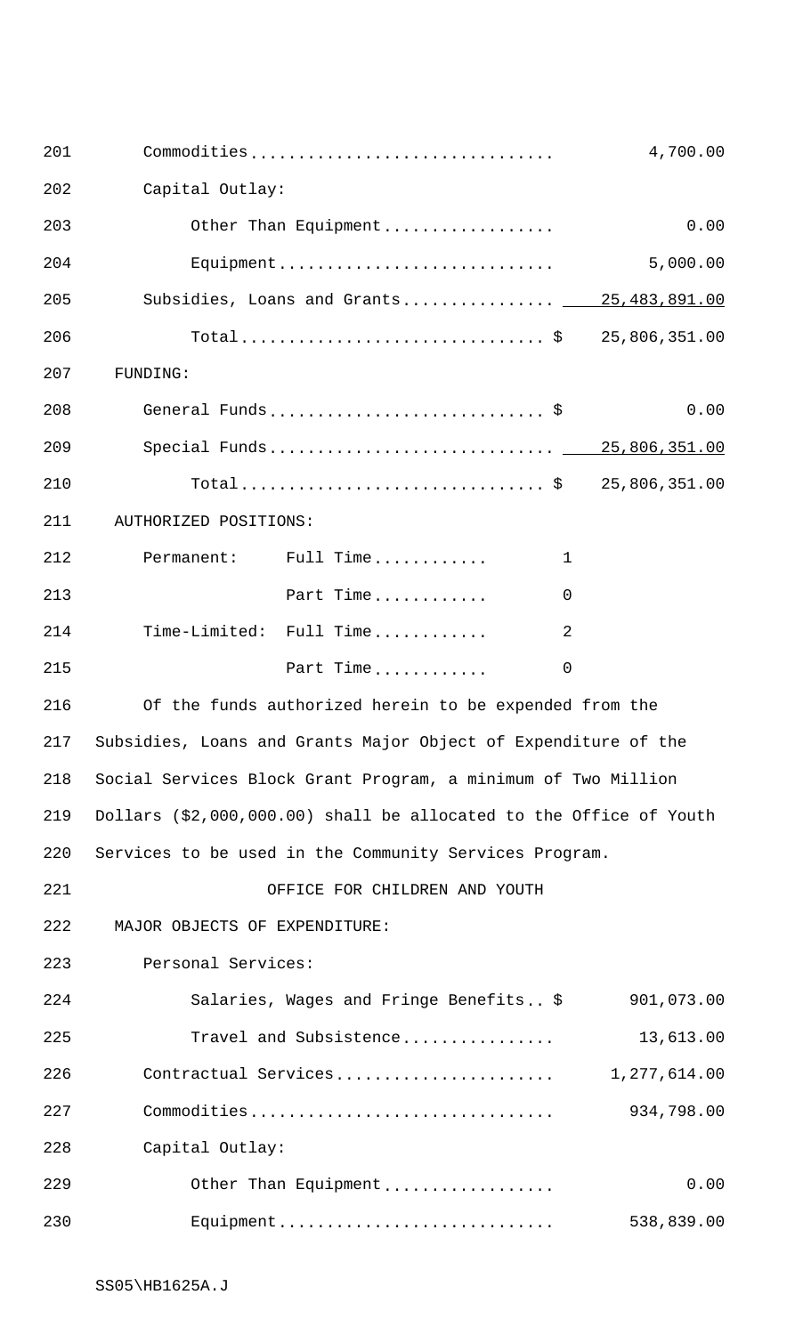| | |
|---|---|
| Commodities | 4,700.00 |
| Capital Outlay: | |
| Other Than Equipment | 0.00 |
| Equipment | 5,000.00 |
| Subsidies, Loans and Grants | 25,483,891.00 |
| Total | $ 25,806,351.00 |

FUNDING:

| | |
|---|---|
| General Funds | $ 0.00 |
| Special Funds | 25,806,351.00 |
| Total | $ 25,806,351.00 |

AUTHORIZED POSITIONS:

| | | |
|---|---|---|
| Permanent: | Full Time | 1 |
| | Part Time | 0 |
| Time-Limited: | Full Time | 2 |
| | Part Time | 0 |

Of the funds authorized herein to be expended from the Subsidies, Loans and Grants Major Object of Expenditure of the Social Services Block Grant Program, a minimum of Two Million Dollars ($2,000,000.00) shall be allocated to the Office of Youth Services to be used in the Community Services Program.

OFFICE FOR CHILDREN AND YOUTH

MAJOR OBJECTS OF EXPENDITURE:

| | |
|---|---|
| Personal Services: | |
| Salaries, Wages and Fringe Benefits | $ 901,073.00 |
| Travel and Subsistence | 13,613.00 |
| Contractual Services | 1,277,614.00 |
| Commodities | 934,798.00 |
| Capital Outlay: | |
| Other Than Equipment | 0.00 |
| Equipment | 538,839.00 |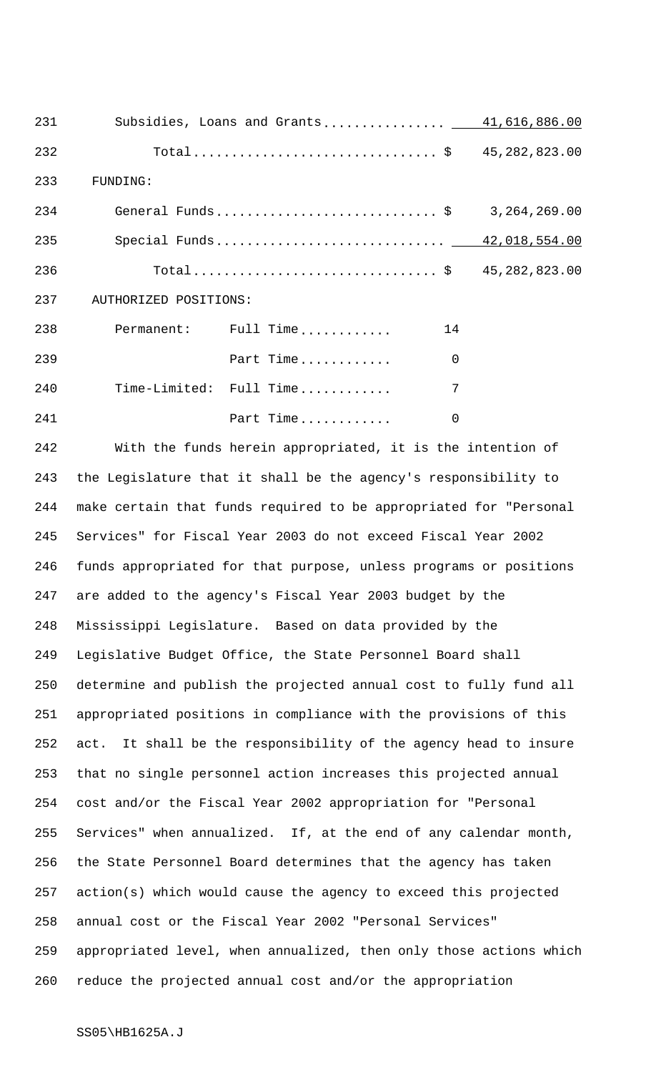| | | |
|---|---|---|
| Subsidies, Loans and Grants................ | | 41,616,886.00 |
| Total................................ | $ | 45,282,823.00 |

FUNDING:

| | | |
|---|---|---|
| General Funds............................ | $ | 3,264,269.00 |
| Special Funds............................. | | 42,018,554.00 |
| Total................................ | $ | 45,282,823.00 |

AUTHORIZED POSITIONS:

| | | |
|---|---|---|
| Permanent: | Full Time............ | 14 |
| | Part Time............ | 0 |
| Time-Limited: | Full Time............ | 7 |
| | Part Time............ | 0 |

With the funds herein appropriated, it is the intention of the Legislature that it shall be the agency's responsibility to make certain that funds required to be appropriated for "Personal Services" for Fiscal Year 2003 do not exceed Fiscal Year 2002 funds appropriated for that purpose, unless programs or positions are added to the agency's Fiscal Year 2003 budget by the Mississippi Legislature. Based on data provided by the Legislative Budget Office, the State Personnel Board shall determine and publish the projected annual cost to fully fund all appropriated positions in compliance with the provisions of this act. It shall be the responsibility of the agency head to insure that no single personnel action increases this projected annual cost and/or the Fiscal Year 2002 appropriation for "Personal Services" when annualized. If, at the end of any calendar month, the State Personnel Board determines that the agency has taken action(s) which would cause the agency to exceed this projected annual cost or the Fiscal Year 2002 "Personal Services" appropriated level, when annualized, then only those actions which reduce the projected annual cost and/or the appropriation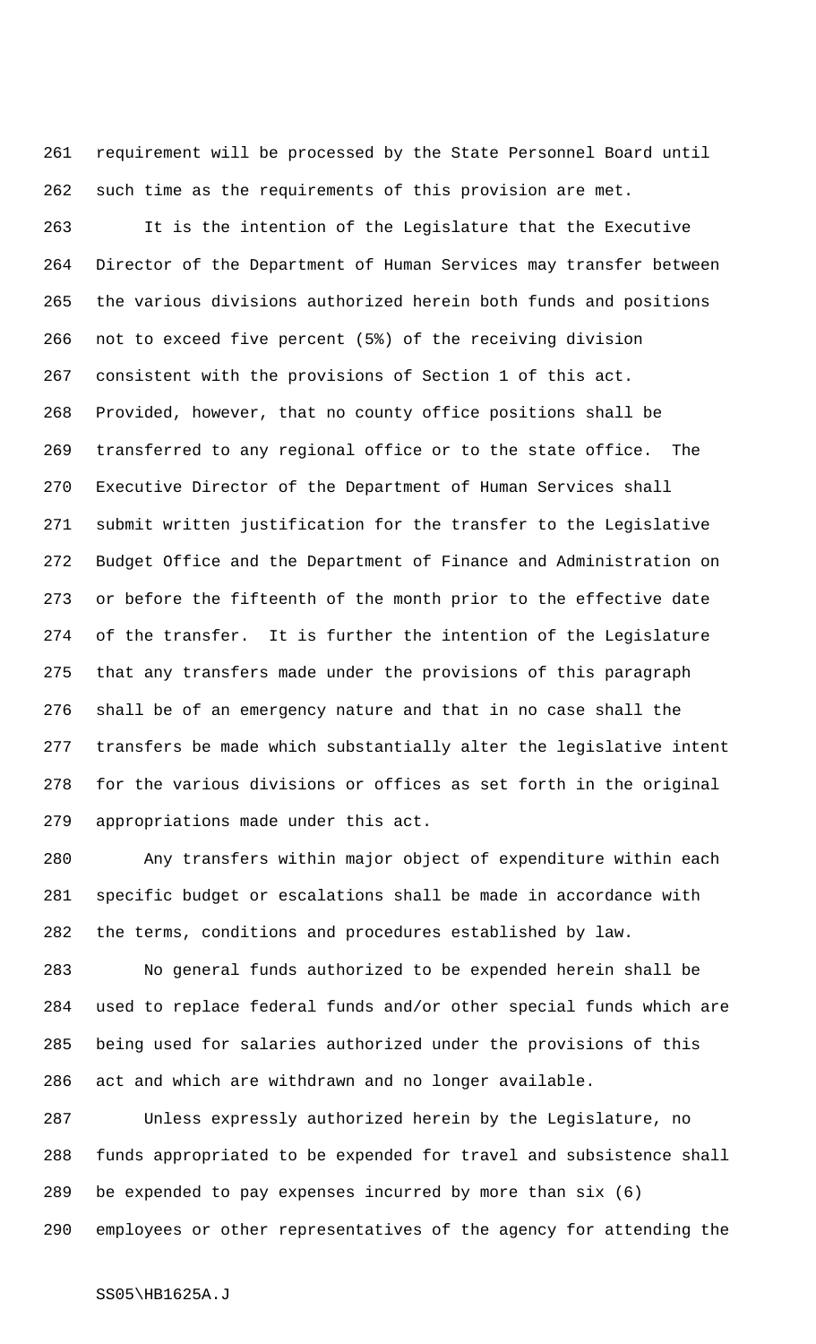requirement will be processed by the State Personnel Board until such time as the requirements of this provision are met.

It is the intention of the Legislature that the Executive Director of the Department of Human Services may transfer between the various divisions authorized herein both funds and positions not to exceed five percent (5%) of the receiving division consistent with the provisions of Section 1 of this act. Provided, however, that no county office positions shall be transferred to any regional office or to the state office. The Executive Director of the Department of Human Services shall submit written justification for the transfer to the Legislative Budget Office and the Department of Finance and Administration on or before the fifteenth of the month prior to the effective date of the transfer. It is further the intention of the Legislature that any transfers made under the provisions of this paragraph shall be of an emergency nature and that in no case shall the transfers be made which substantially alter the legislative intent for the various divisions or offices as set forth in the original appropriations made under this act.

Any transfers within major object of expenditure within each specific budget or escalations shall be made in accordance with the terms, conditions and procedures established by law.

No general funds authorized to be expended herein shall be used to replace federal funds and/or other special funds which are being used for salaries authorized under the provisions of this act and which are withdrawn and no longer available.

Unless expressly authorized herein by the Legislature, no funds appropriated to be expended for travel and subsistence shall be expended to pay expenses incurred by more than six (6) employees or other representatives of the agency for attending the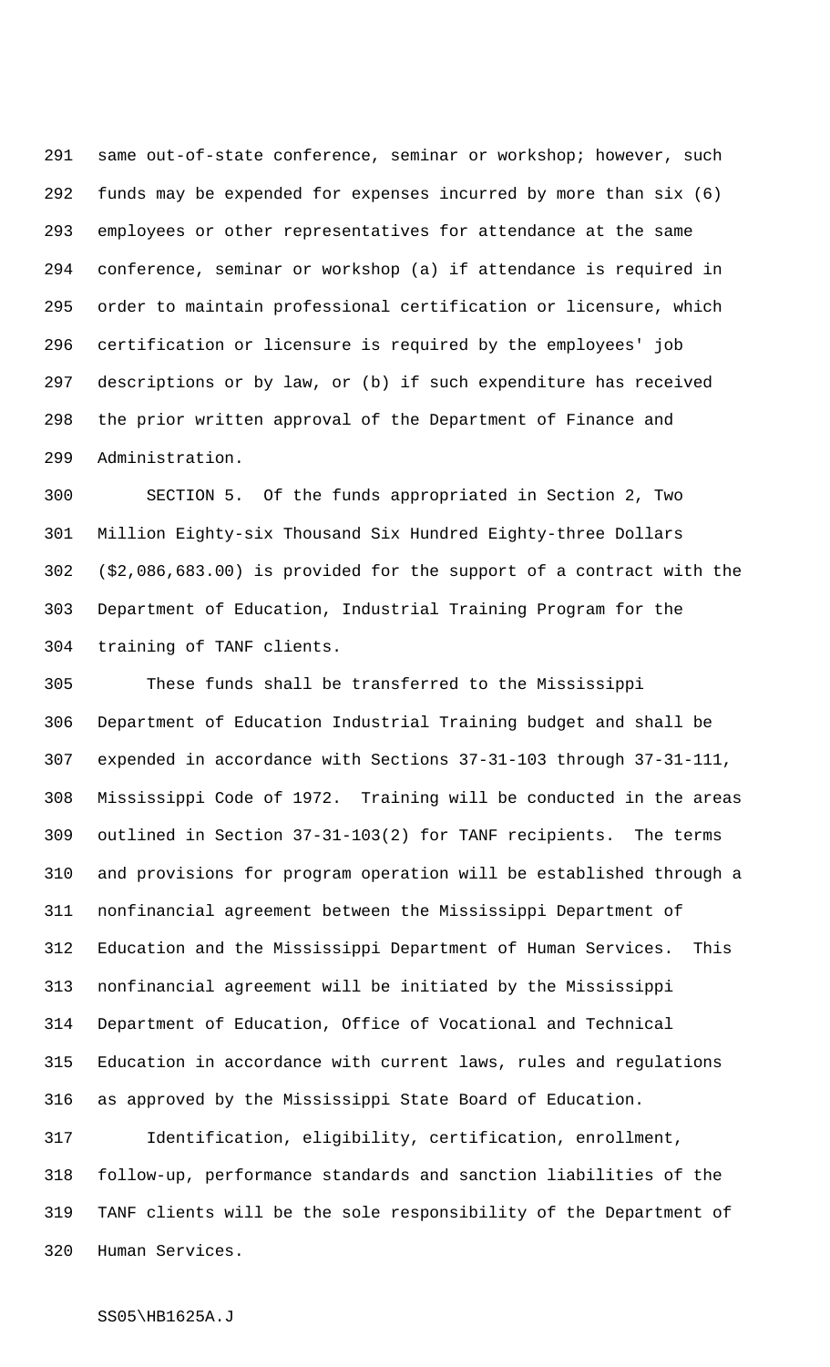same out-of-state conference, seminar or workshop; however, such funds may be expended for expenses incurred by more than six (6) employees or other representatives for attendance at the same conference, seminar or workshop (a) if attendance is required in order to maintain professional certification or licensure, which certification or licensure is required by the employees' job descriptions or by law, or (b) if such expenditure has received the prior written approval of the Department of Finance and Administration.

SECTION 5. Of the funds appropriated in Section 2, Two Million Eighty-six Thousand Six Hundred Eighty-three Dollars ($2,086,683.00) is provided for the support of a contract with the Department of Education, Industrial Training Program for the training of TANF clients.

These funds shall be transferred to the Mississippi Department of Education Industrial Training budget and shall be expended in accordance with Sections 37-31-103 through 37-31-111, Mississippi Code of 1972. Training will be conducted in the areas outlined in Section 37-31-103(2) for TANF recipients. The terms and provisions for program operation will be established through a nonfinancial agreement between the Mississippi Department of Education and the Mississippi Department of Human Services. This nonfinancial agreement will be initiated by the Mississippi Department of Education, Office of Vocational and Technical Education in accordance with current laws, rules and regulations as approved by the Mississippi State Board of Education.

Identification, eligibility, certification, enrollment, follow-up, performance standards and sanction liabilities of the TANF clients will be the sole responsibility of the Department of Human Services.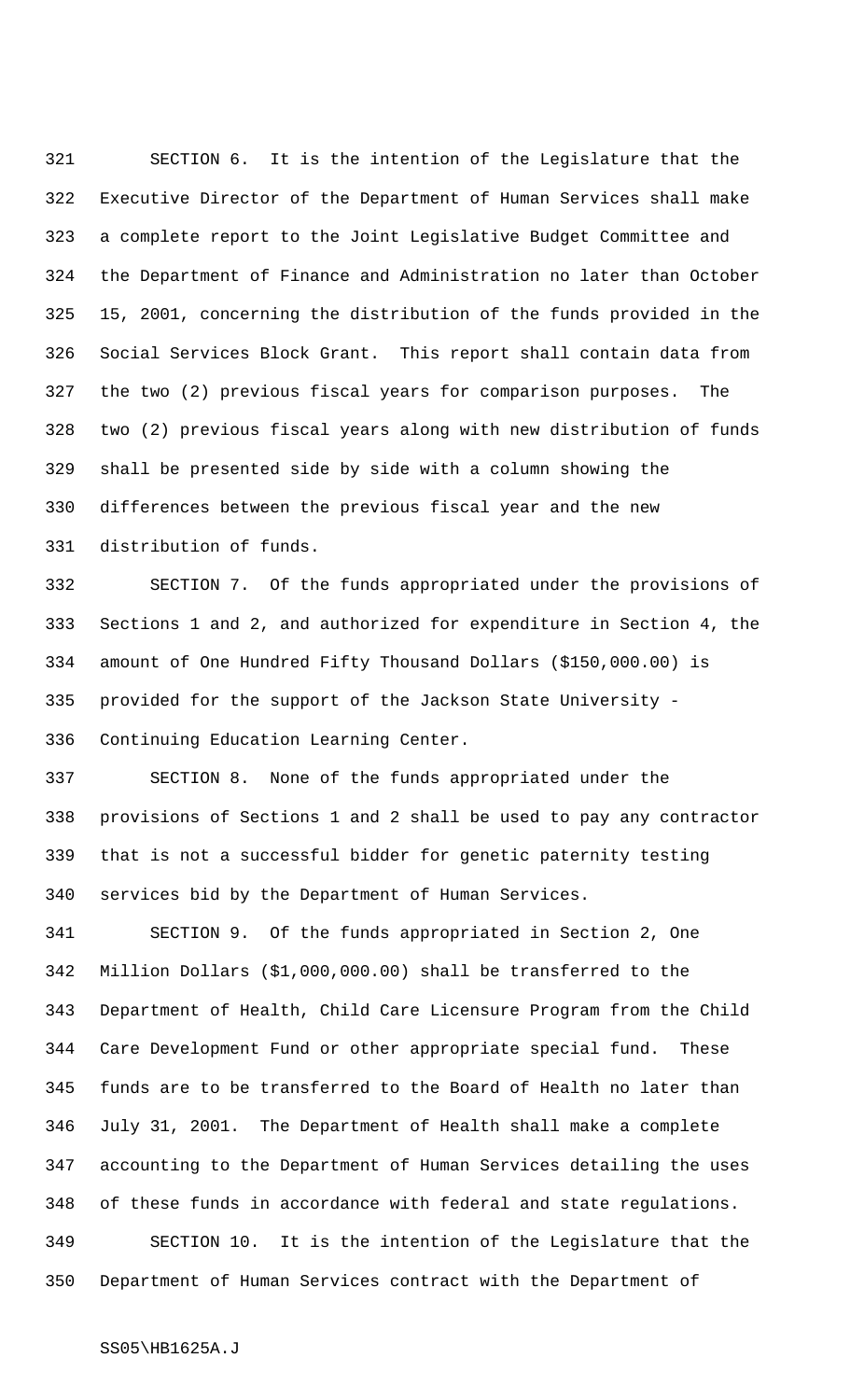SECTION 6. It is the intention of the Legislature that the Executive Director of the Department of Human Services shall make a complete report to the Joint Legislative Budget Committee and the Department of Finance and Administration no later than October 15, 2001, concerning the distribution of the funds provided in the Social Services Block Grant. This report shall contain data from the two (2) previous fiscal years for comparison purposes. The two (2) previous fiscal years along with new distribution of funds shall be presented side by side with a column showing the differences between the previous fiscal year and the new distribution of funds.

SECTION 7. Of the funds appropriated under the provisions of Sections 1 and 2, and authorized for expenditure in Section 4, the amount of One Hundred Fifty Thousand Dollars ($150,000.00) is provided for the support of the Jackson State University - Continuing Education Learning Center.

SECTION 8. None of the funds appropriated under the provisions of Sections 1 and 2 shall be used to pay any contractor that is not a successful bidder for genetic paternity testing services bid by the Department of Human Services.

SECTION 9. Of the funds appropriated in Section 2, One Million Dollars ($1,000,000.00) shall be transferred to the Department of Health, Child Care Licensure Program from the Child Care Development Fund or other appropriate special fund. These funds are to be transferred to the Board of Health no later than July 31, 2001. The Department of Health shall make a complete accounting to the Department of Human Services detailing the uses of these funds in accordance with federal and state regulations.

SECTION 10. It is the intention of the Legislature that the Department of Human Services contract with the Department of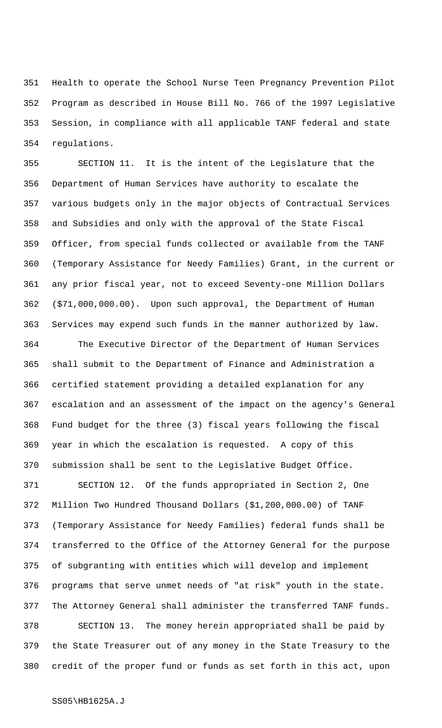Health to operate the School Nurse Teen Pregnancy Prevention Pilot Program as described in House Bill No. 766 of the 1997 Legislative Session, in compliance with all applicable TANF federal and state regulations.

SECTION 11. It is the intent of the Legislature that the Department of Human Services have authority to escalate the various budgets only in the major objects of Contractual Services and Subsidies and only with the approval of the State Fiscal Officer, from special funds collected or available from the TANF (Temporary Assistance for Needy Families) Grant, in the current or any prior fiscal year, not to exceed Seventy-one Million Dollars ($71,000,000.00). Upon such approval, the Department of Human Services may expend such funds in the manner authorized by law.

The Executive Director of the Department of Human Services shall submit to the Department of Finance and Administration a certified statement providing a detailed explanation for any escalation and an assessment of the impact on the agency's General Fund budget for the three (3) fiscal years following the fiscal year in which the escalation is requested. A copy of this submission shall be sent to the Legislative Budget Office.

SECTION 12. Of the funds appropriated in Section 2, One Million Two Hundred Thousand Dollars ($1,200,000.00) of TANF (Temporary Assistance for Needy Families) federal funds shall be transferred to the Office of the Attorney General for the purpose of subgranting with entities which will develop and implement programs that serve unmet needs of "at risk" youth in the state. The Attorney General shall administer the transferred TANF funds.

SECTION 13. The money herein appropriated shall be paid by the State Treasurer out of any money in the State Treasury to the credit of the proper fund or funds as set forth in this act, upon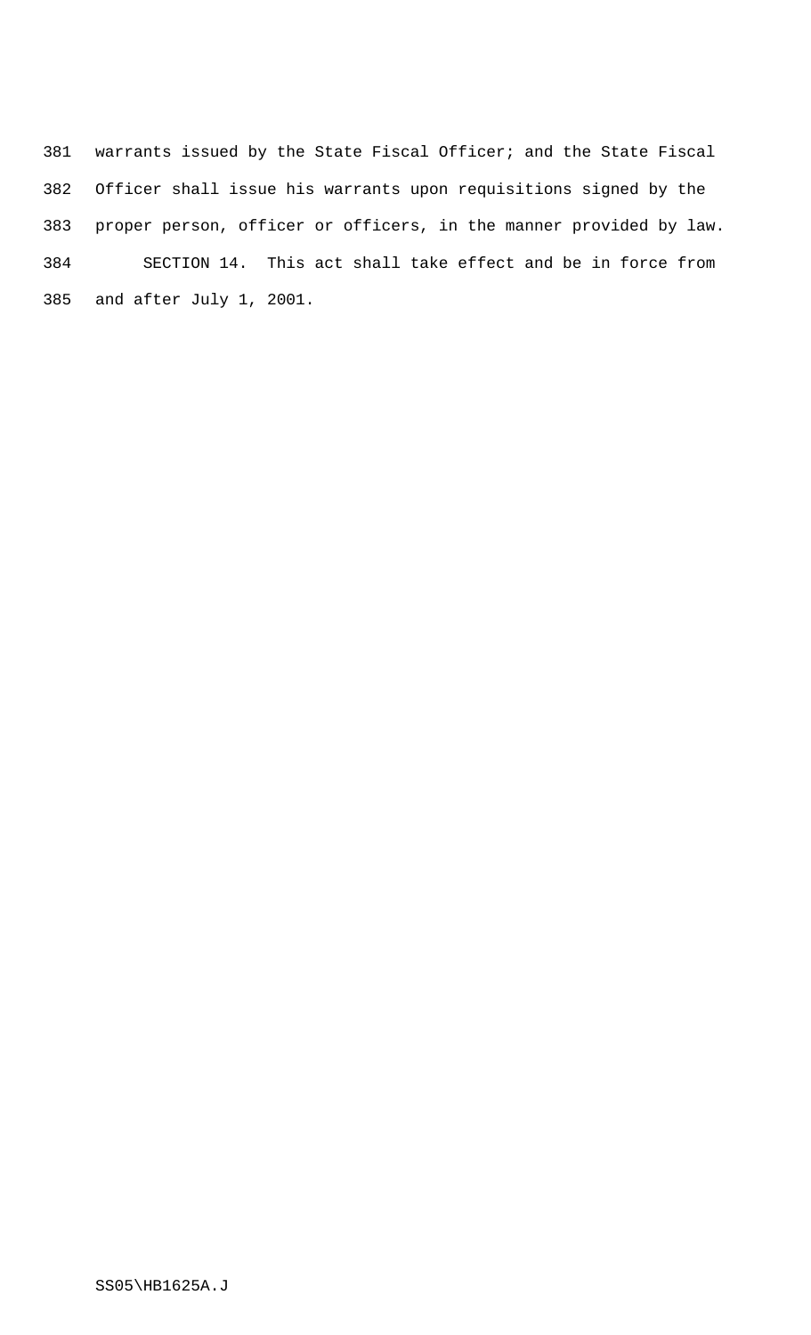warrants issued by the State Fiscal Officer; and the State Fiscal Officer shall issue his warrants upon requisitions signed by the proper person, officer or officers, in the manner provided by law.

SECTION 14. This act shall take effect and be in force from and after July 1, 2001.